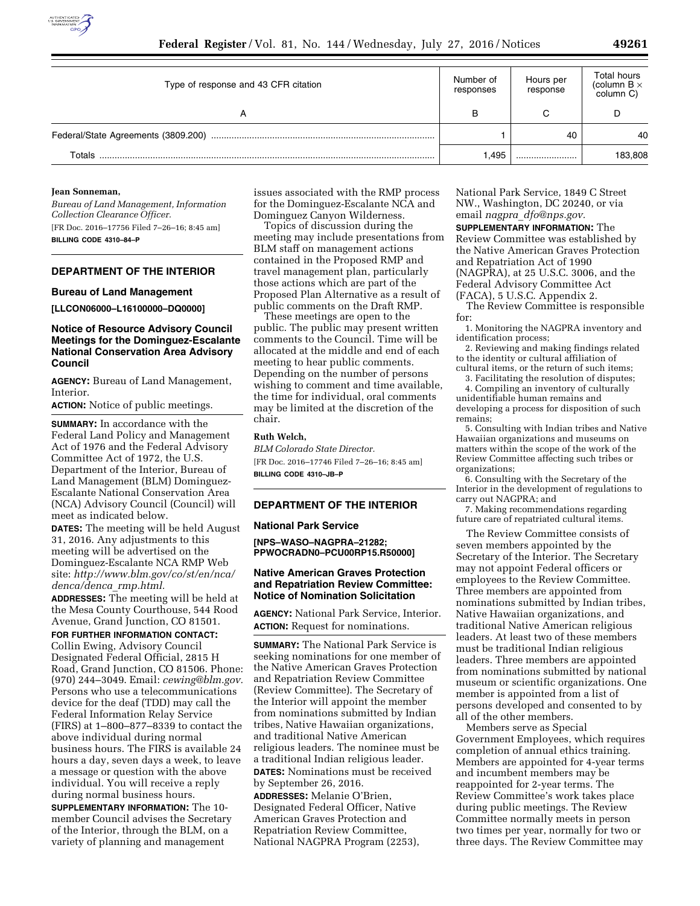| Type of response and 43 CFR citation | Number of responses | Hours per response | Total hours (column B × column C) |
|---|---|---|---|
| A | B | C | D |
| Federal/State Agreements (3809.200) | 1 | 40 | 40 |
| Totals | 1,495 | | 183,808 |

**Jean Sonneman,**

*Bureau of Land Management, Information Collection Clearance Officer.*

[FR Doc. 2016–17756 Filed 7–26–16; 8:45 am]

**BILLING CODE 4310–84–P**

## DEPARTMENT OF THE INTERIOR

### Bureau of Land Management

**[LLCON06000–L16100000–DQ0000]**

### Notice of Resource Advisory Council Meetings for the Dominguez-Escalante National Conservation Area Advisory Council

**AGENCY:** Bureau of Land Management, Interior.

**ACTION:** Notice of public meetings.

**SUMMARY:** In accordance with the Federal Land Policy and Management Act of 1976 and the Federal Advisory Committee Act of 1972, the U.S. Department of the Interior, Bureau of Land Management (BLM) Dominguez-Escalante National Conservation Area (NCA) Advisory Council (Council) will meet as indicated below.

**DATES:** The meeting will be held August 31, 2016. Any adjustments to this meeting will be advertised on the Dominguez-Escalante NCA RMP Web site: *http://www.blm.gov/co/st/en/nca/denca/denca_rmp.html.*

**ADDRESSES:** The meeting will be held at the Mesa County Courthouse, 544 Rood Avenue, Grand Junction, CO 81501.

**FOR FURTHER INFORMATION CONTACT:** Collin Ewing, Advisory Council Designated Federal Official, 2815 H Road, Grand Junction, CO 81506. Phone: (970) 244–3049. Email: *cewing@blm.gov.* Persons who use a telecommunications device for the deaf (TDD) may call the Federal Information Relay Service (FIRS) at 1–800–877–8339 to contact the above individual during normal business hours. The FIRS is available 24 hours a day, seven days a week, to leave a message or question with the above individual. You will receive a reply during normal business hours.

**SUPPLEMENTARY INFORMATION:** The 10-member Council advises the Secretary of the Interior, through the BLM, on a variety of planning and management issues associated with the RMP process for the Dominguez-Escalante NCA and Dominguez Canyon Wilderness.

Topics of discussion during the meeting may include presentations from BLM staff on management actions contained in the Proposed RMP and travel management plan, particularly those actions which are part of the Proposed Plan Alternative as a result of public comments on the Draft RMP.

These meetings are open to the public. The public may present written comments to the Council. Time will be allocated at the middle and end of each meeting to hear public comments. Depending on the number of persons wishing to comment and time available, the time for individual, oral comments may be limited at the discretion of the chair.

**Ruth Welch,**

*BLM Colorado State Director.*

[FR Doc. 2016–17746 Filed 7–26–16; 8:45 am]

**BILLING CODE 4310–JB–P**

## DEPARTMENT OF THE INTERIOR

### National Park Service

**[NPS–WASO–NAGPRA–21282; PPWOCRADN0–PCU00RP15.R50000]**

### Native American Graves Protection and Repatriation Review Committee: Notice of Nomination Solicitation

**AGENCY:** National Park Service, Interior.

**ACTION:** Request for nominations.

**SUMMARY:** The National Park Service is seeking nominations for one member of the Native American Graves Protection and Repatriation Review Committee (Review Committee). The Secretary of the Interior will appoint the member from nominations submitted by Indian tribes, Native Hawaiian organizations, and traditional Native American religious leaders. The nominee must be a traditional Indian religious leader.

**DATES:** Nominations must be received by September 26, 2016.

**ADDRESSES:** Melanie O'Brien, Designated Federal Officer, Native American Graves Protection and Repatriation Review Committee, National NAGPRA Program (2253), National Park Service, 1849 C Street NW., Washington, DC 20240, or via email *nagpra_dfo@nps.gov.*

**SUPPLEMENTARY INFORMATION:** The Review Committee was established by the Native American Graves Protection and Repatriation Act of 1990 (NAGPRA), at 25 U.S.C. 3006, and the Federal Advisory Committee Act (FACA), 5 U.S.C. Appendix 2.

The Review Committee is responsible for:

1. Monitoring the NAGPRA inventory and identification process;
2. Reviewing and making findings related to the identity or cultural affiliation of cultural items, or the return of such items;
3. Facilitating the resolution of disputes;
4. Compiling an inventory of culturally unidentifiable human remains and developing a process for disposition of such remains;
5. Consulting with Indian tribes and Native Hawaiian organizations and museums on matters within the scope of the work of the Review Committee affecting such tribes or organizations;
6. Consulting with the Secretary of the Interior in the development of regulations to carry out NAGPRA; and
7. Making recommendations regarding future care of repatriated cultural items.

The Review Committee consists of seven members appointed by the Secretary of the Interior. The Secretary may not appoint Federal officers or employees to the Review Committee. Three members are appointed from nominations submitted by Indian tribes, Native Hawaiian organizations, and traditional Native American religious leaders. At least two of these members must be traditional Indian religious leaders. Three members are appointed from nominations submitted by national museum or scientific organizations. One member is appointed from a list of persons developed and consented to by all of the other members.

Members serve as Special Government Employees, which requires completion of annual ethics training. Members are appointed for 4-year terms and incumbent members may be reappointed for 2-year terms. The Review Committee's work takes place during public meetings. The Review Committee normally meets in person two times per year, normally for two or three days. The Review Committee may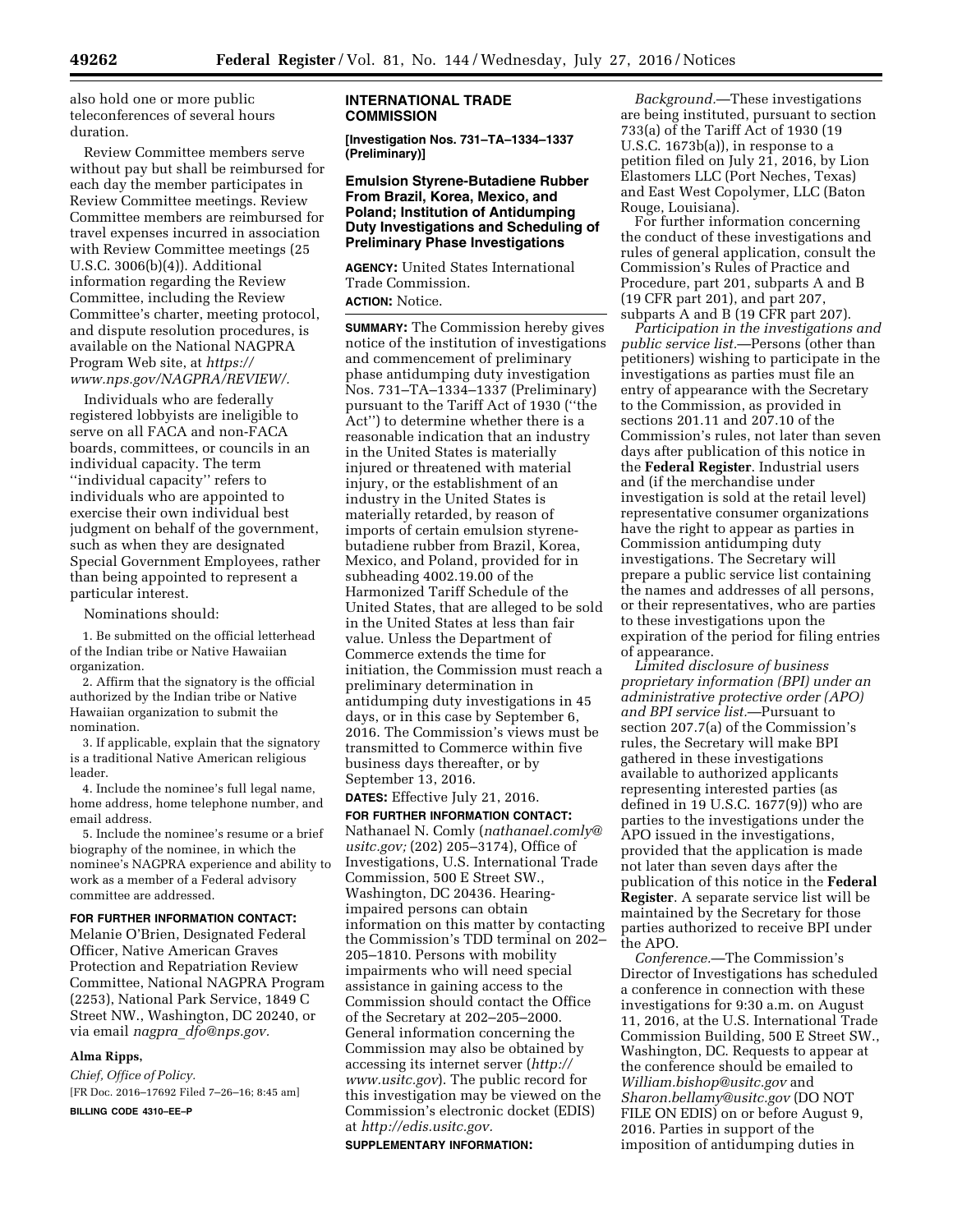also hold one or more public teleconferences of several hours duration.

Review Committee members serve without pay but shall be reimbursed for each day the member participates in Review Committee meetings. Review Committee members are reimbursed for travel expenses incurred in association with Review Committee meetings (25 U.S.C. 3006(b)(4)). Additional information regarding the Review Committee, including the Review Committee's charter, meeting protocol, and dispute resolution procedures, is available on the National NAGPRA Program Web site, at *https://www.nps.gov/NAGPRA/REVIEW/.*

Individuals who are federally registered lobbyists are ineligible to serve on all FACA and non-FACA boards, committees, or councils in an individual capacity. The term ''individual capacity'' refers to individuals who are appointed to exercise their own individual best judgment on behalf of the government, such as when they are designated Special Government Employees, rather than being appointed to represent a particular interest.

Nominations should:

1. Be submitted on the official letterhead of the Indian tribe or Native Hawaiian organization.
2. Affirm that the signatory is the official authorized by the Indian tribe or Native Hawaiian organization to submit the nomination.
3. If applicable, explain that the signatory is a traditional Native American religious leader.
4. Include the nominee's full legal name, home address, home telephone number, and email address.
5. Include the nominee's resume or a brief biography of the nominee, in which the nominee's NAGPRA experience and ability to work as a member of a Federal advisory committee are addressed.

**FOR FURTHER INFORMATION CONTACT:** Melanie O'Brien, Designated Federal Officer, Native American Graves Protection and Repatriation Review Committee, National NAGPRA Program (2253), National Park Service, 1849 C Street NW., Washington, DC 20240, or via email *nagpra_dfo@nps.gov.*

**Alma Ripps,**

*Chief, Office of Policy.*

[FR Doc. 2016–17692 Filed 7–26–16; 8:45 am]

**BILLING CODE 4310–EE–P**

## INTERNATIONAL TRADE COMMISSION

**[Investigation Nos. 731–TA–1334–1337 (Preliminary)]**

## Emulsion Styrene-Butadiene Rubber From Brazil, Korea, Mexico, and Poland; Institution of Antidumping Duty Investigations and Scheduling of Preliminary Phase Investigations

**AGENCY:** United States International Trade Commission.

**ACTION:** Notice.

**SUMMARY:** The Commission hereby gives notice of the institution of investigations and commencement of preliminary phase antidumping duty investigation Nos. 731–TA–1334–1337 (Preliminary) pursuant to the Tariff Act of 1930 (''the Act'') to determine whether there is a reasonable indication that an industry in the United States is materially injured or threatened with material injury, or the establishment of an industry in the United States is materially retarded, by reason of imports of certain emulsion styrene-butadiene rubber from Brazil, Korea, Mexico, and Poland, provided for in subheading 4002.19.00 of the Harmonized Tariff Schedule of the United States, that are alleged to be sold in the United States at less than fair value. Unless the Department of Commerce extends the time for initiation, the Commission must reach a preliminary determination in antidumping duty investigations in 45 days, or in this case by September 6, 2016. The Commission's views must be transmitted to Commerce within five business days thereafter, or by September 13, 2016.

**DATES:** Effective July 21, 2016.

**FOR FURTHER INFORMATION CONTACT:** Nathanael N. Comly (*nathanael.comly@usitc.gov;* (202) 205–3174), Office of Investigations, U.S. International Trade Commission, 500 E Street SW., Washington, DC 20436. Hearing-impaired persons can obtain information on this matter by contacting the Commission's TDD terminal on 202–205–1810. Persons with mobility impairments who will need special assistance in gaining access to the Commission should contact the Office of the Secretary at 202–205–2000. General information concerning the Commission may also be obtained by accessing its internet server (*http://www.usitc.gov*). The public record for this investigation may be viewed on the Commission's electronic docket (EDIS) at *http://edis.usitc.gov.*

**SUPPLEMENTARY INFORMATION:**

*Background.*—These investigations are being instituted, pursuant to section 733(a) of the Tariff Act of 1930 (19 U.S.C. 1673b(a)), in response to a petition filed on July 21, 2016, by Lion Elastomers LLC (Port Neches, Texas) and East West Copolymer, LLC (Baton Rouge, Louisiana).

For further information concerning the conduct of these investigations and rules of general application, consult the Commission's Rules of Practice and Procedure, part 201, subparts A and B (19 CFR part 201), and part 207, subparts A and B (19 CFR part 207).

*Participation in the investigations and public service list.*—Persons (other than petitioners) wishing to participate in the investigations as parties must file an entry of appearance with the Secretary to the Commission, as provided in sections 201.11 and 207.10 of the Commission's rules, not later than seven days after publication of this notice in the **Federal Register**. Industrial users and (if the merchandise under investigation is sold at the retail level) representative consumer organizations have the right to appear as parties in Commission antidumping duty investigations. The Secretary will prepare a public service list containing the names and addresses of all persons, or their representatives, who are parties to these investigations upon the expiration of the period for filing entries of appearance.

*Limited disclosure of business proprietary information (BPI) under an administrative protective order (APO) and BPI service list.*—Pursuant to section 207.7(a) of the Commission's rules, the Secretary will make BPI gathered in these investigations available to authorized applicants representing interested parties (as defined in 19 U.S.C. 1677(9)) who are parties to the investigations under the APO issued in the investigations, provided that the application is made not later than seven days after the publication of this notice in the **Federal Register**. A separate service list will be maintained by the Secretary for those parties authorized to receive BPI under the APO.

*Conference.*—The Commission's Director of Investigations has scheduled a conference in connection with these investigations for 9:30 a.m. on August 11, 2016, at the U.S. International Trade Commission Building, 500 E Street SW., Washington, DC. Requests to appear at the conference should be emailed to *William.bishop@usitc.gov* and *Sharon.bellamy@usitc.gov* (DO NOT FILE ON EDIS) on or before August 9, 2016. Parties in support of the imposition of antidumping duties in